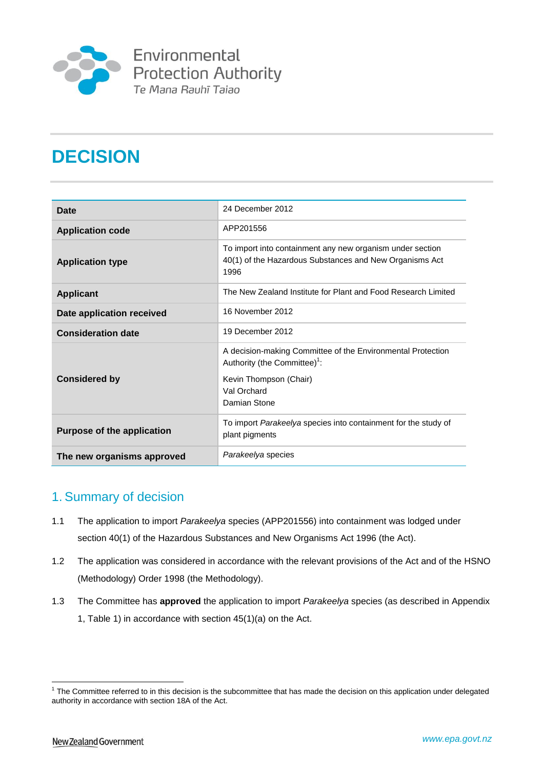Environmental Protection Authority
Te Mana Rauhī Taiao

# DECISION

| | |
|---|---|
| **Date** | 24 December 2012 |
| **Application code** | APP201556 |
| **Application type** | To import into containment any new organism under section 40(1) of the Hazardous Substances and New Organisms Act 1996 |
| **Applicant** | The New Zealand Institute for Plant and Food Research Limited |
| **Date application received** | 16 November 2012 |
| **Consideration date** | 19 December 2012 |
| **Considered by** | A decision-making Committee of the Environmental Protection Authority (the Committee)[1]:<br><br>Kevin Thompson (Chair)<br>Val Orchard<br>Damian Stone |
| **Purpose of the application** | To import *Parakeelya* species into containment for the study of plant pigments |
| **The new organisms approved** | *Parakeelya* species |

## 1. Summary of decision

1.1 The application to import *Parakeelya* species (APP201556) into containment was lodged under section 40(1) of the Hazardous Substances and New Organisms Act 1996 (the Act).

1.2 The application was considered in accordance with the relevant provisions of the Act and of the HSNO (Methodology) Order 1998 (the Methodology).

1.3 The Committee has **approved** the application to import *Parakeelya* species (as described in Appendix 1, Table 1) in accordance with section 45(1)(a) on the Act.

[1] The Committee referred to in this decision is the subcommittee that has made the decision on this application under delegated authority in accordance with section 18A of the Act.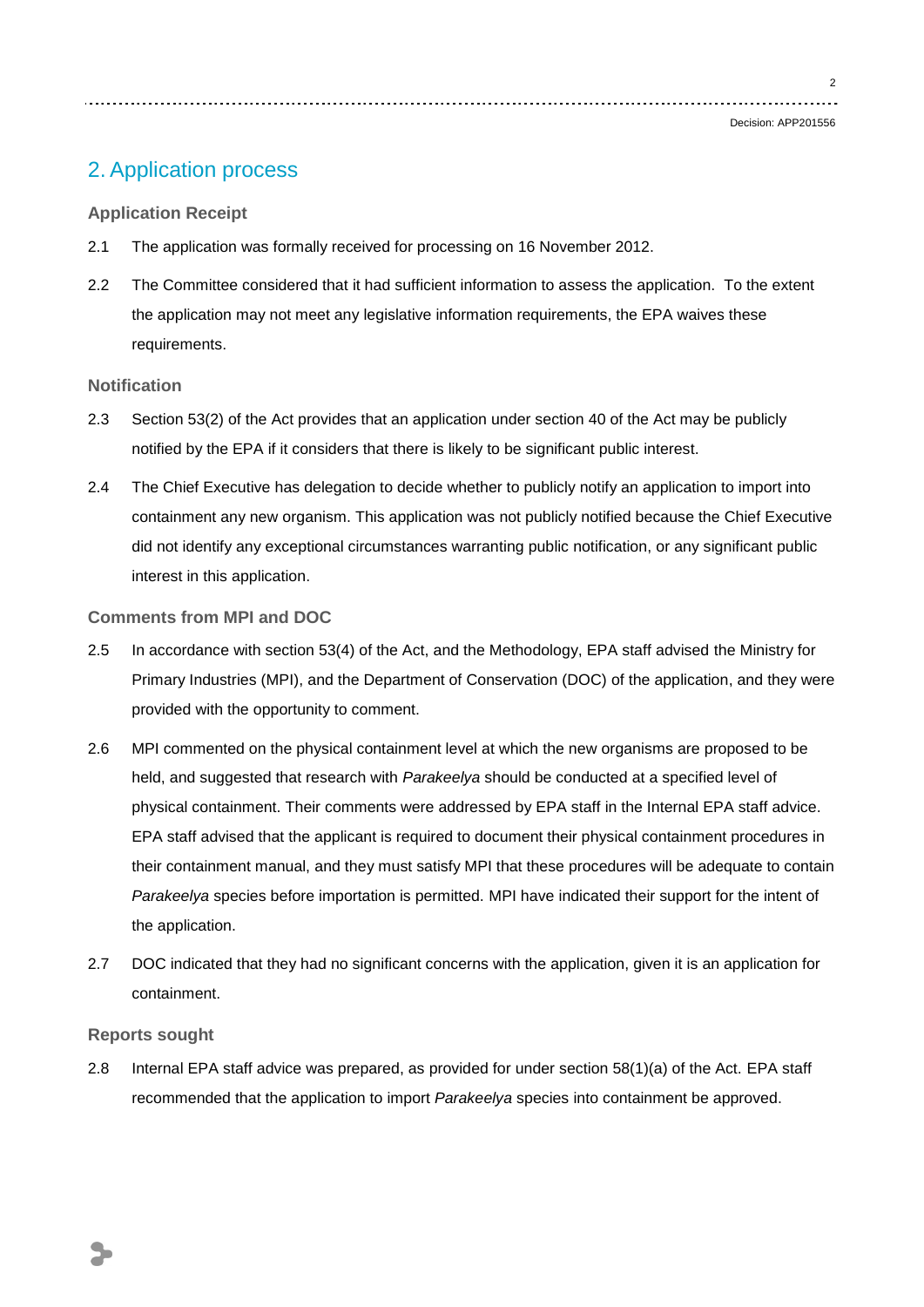## 2. Application process

### Application Receipt

2.1 The application was formally received for processing on 16 November 2012.

2.2 The Committee considered that it had sufficient information to assess the application. To the extent the application may not meet any legislative information requirements, the EPA waives these requirements.

### Notification

2.3 Section 53(2) of the Act provides that an application under section 40 of the Act may be publicly notified by the EPA if it considers that there is likely to be significant public interest.

2.4 The Chief Executive has delegation to decide whether to publicly notify an application to import into containment any new organism. This application was not publicly notified because the Chief Executive did not identify any exceptional circumstances warranting public notification, or any significant public interest in this application.

### Comments from MPI and DOC

2.5 In accordance with section 53(4) of the Act, and the Methodology, EPA staff advised the Ministry for Primary Industries (MPI), and the Department of Conservation (DOC) of the application, and they were provided with the opportunity to comment.

2.6 MPI commented on the physical containment level at which the new organisms are proposed to be held, and suggested that research with *Parakeelya* should be conducted at a specified level of physical containment. Their comments were addressed by EPA staff in the Internal EPA staff advice. EPA staff advised that the applicant is required to document their physical containment procedures in their containment manual, and they must satisfy MPI that these procedures will be adequate to contain *Parakeelya* species before importation is permitted. MPI have indicated their support for the intent of the application.

2.7 DOC indicated that they had no significant concerns with the application, given it is an application for containment.

### Reports sought

2.8 Internal EPA staff advice was prepared, as provided for under section 58(1)(a) of the Act. EPA staff recommended that the application to import *Parakeelya* species into containment be approved.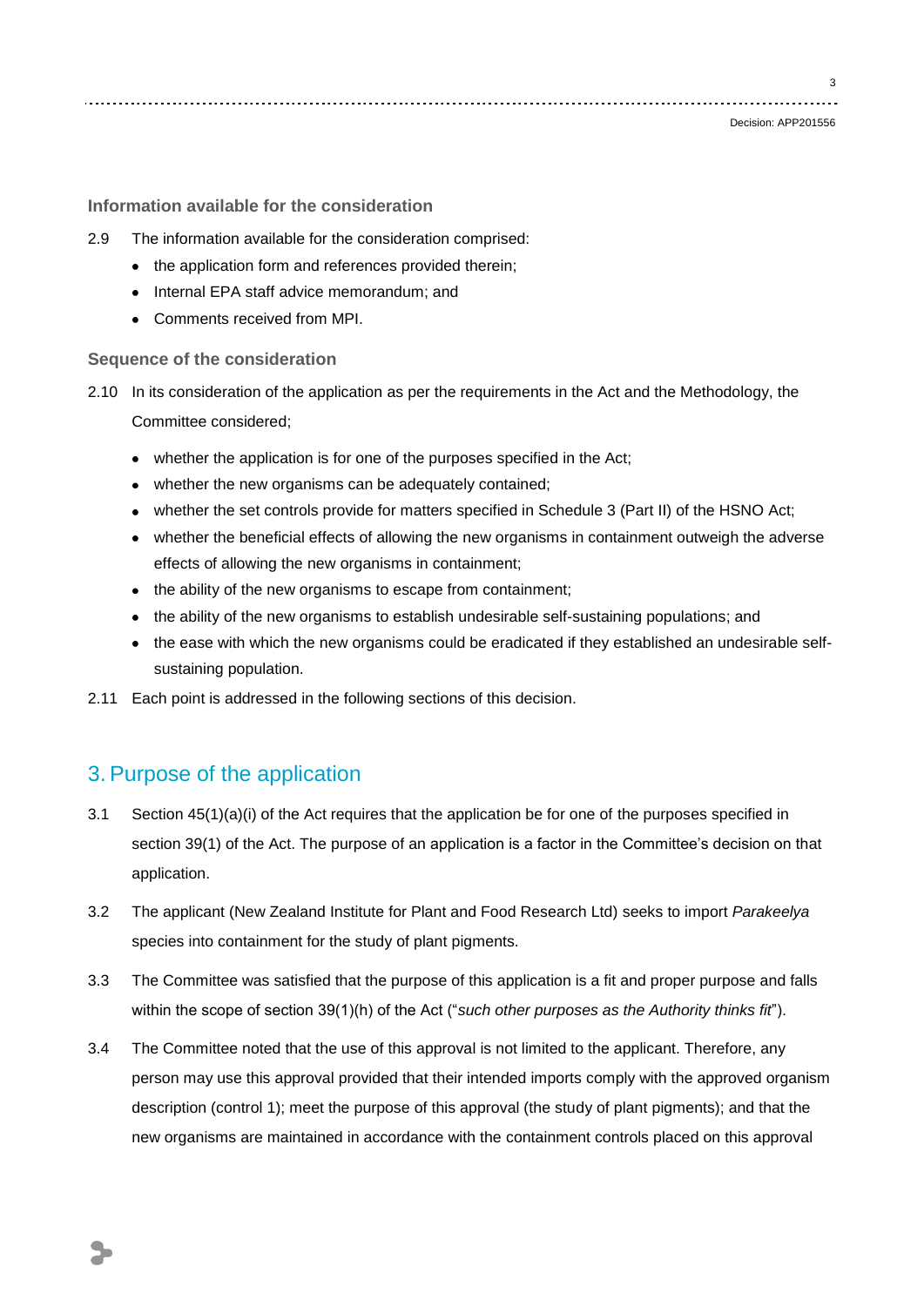### Information available for the consideration

2.9 The information available for the consideration comprised:

- the application form and references provided therein;
- Internal EPA staff advice memorandum; and
- Comments received from MPI.

### Sequence of the consideration

2.10 In its consideration of the application as per the requirements in the Act and the Methodology, the Committee considered;

- whether the application is for one of the purposes specified in the Act;
- whether the new organisms can be adequately contained;
- whether the set controls provide for matters specified in Schedule 3 (Part II) of the HSNO Act;
- whether the beneficial effects of allowing the new organisms in containment outweigh the adverse effects of allowing the new organisms in containment;
- the ability of the new organisms to escape from containment;
- the ability of the new organisms to establish undesirable self-sustaining populations; and
- the ease with which the new organisms could be eradicated if they established an undesirable self-sustaining population.

2.11 Each point is addressed in the following sections of this decision.

## 3. Purpose of the application

3.1 Section 45(1)(a)(i) of the Act requires that the application be for one of the purposes specified in section 39(1) of the Act. The purpose of an application is a factor in the Committee's decision on that application.

3.2 The applicant (New Zealand Institute for Plant and Food Research Ltd) seeks to import *Parakeelya* species into containment for the study of plant pigments.

3.3 The Committee was satisfied that the purpose of this application is a fit and proper purpose and falls within the scope of section 39(1)(h) of the Act ("*such other purposes as the Authority thinks fit*").

3.4 The Committee noted that the use of this approval is not limited to the applicant. Therefore, any person may use this approval provided that their intended imports comply with the approved organism description (control 1); meet the purpose of this approval (the study of plant pigments); and that the new organisms are maintained in accordance with the containment controls placed on this approval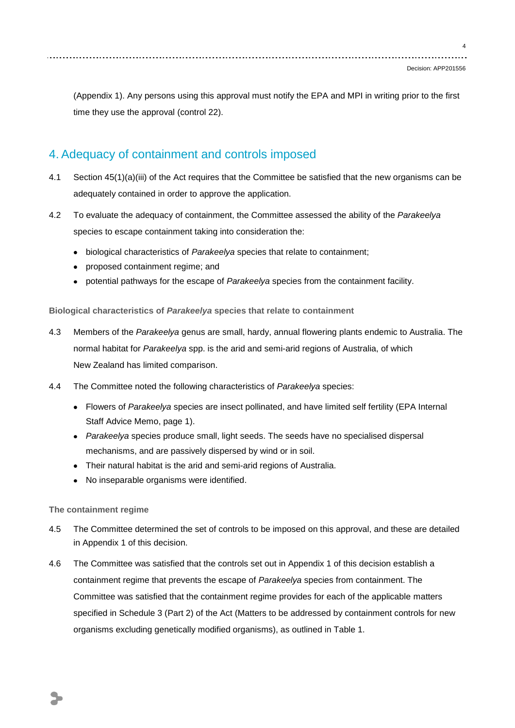(Appendix 1). Any persons using this approval must notify the EPA and MPI in writing prior to the first time they use the approval (control 22).

## 4. Adequacy of containment and controls imposed

4.1 Section 45(1)(a)(iii) of the Act requires that the Committee be satisfied that the new organisms can be adequately contained in order to approve the application.

4.2 To evaluate the adequacy of containment, the Committee assessed the ability of the *Parakeelya* species to escape containment taking into consideration the:

- biological characteristics of *Parakeelya* species that relate to containment;
- proposed containment regime; and
- potential pathways for the escape of *Parakeelya* species from the containment facility.

### Biological characteristics of *Parakeelya* species that relate to containment

4.3 Members of the *Parakeelya* genus are small, hardy, annual flowering plants endemic to Australia. The normal habitat for *Parakeelya* spp. is the arid and semi-arid regions of Australia, of which New Zealand has limited comparison.

4.4 The Committee noted the following characteristics of *Parakeelya* species:

- Flowers of *Parakeelya* species are insect pollinated, and have limited self fertility (EPA Internal Staff Advice Memo, page 1).
- *Parakeelya* species produce small, light seeds. The seeds have no specialised dispersal mechanisms, and are passively dispersed by wind or in soil.
- Their natural habitat is the arid and semi-arid regions of Australia.
- No inseparable organisms were identified.

### The containment regime

4.5 The Committee determined the set of controls to be imposed on this approval, and these are detailed in Appendix 1 of this decision.

4.6 The Committee was satisfied that the controls set out in Appendix 1 of this decision establish a containment regime that prevents the escape of *Parakeelya* species from containment. The Committee was satisfied that the containment regime provides for each of the applicable matters specified in Schedule 3 (Part 2) of the Act (Matters to be addressed by containment controls for new organisms excluding genetically modified organisms), as outlined in Table 1.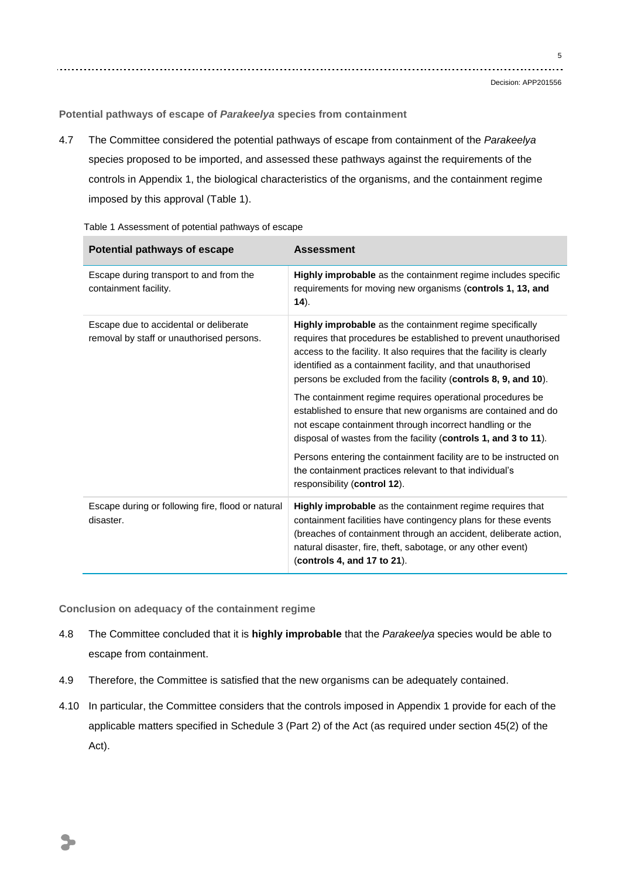### Potential pathways of escape of *Parakeelya* species from containment

4.7 The Committee considered the potential pathways of escape from containment of the *Parakeelya* species proposed to be imported, and assessed these pathways against the requirements of the controls in Appendix 1, the biological characteristics of the organisms, and the containment regime imposed by this approval (Table 1).

Table 1 Assessment of potential pathways of escape

| Potential pathways of escape | Assessment |
|---|---|
| Escape during transport to and from the containment facility. | **Highly improbable** as the containment regime includes specific requirements for moving new organisms (**controls 1, 13, and 14**). |
| Escape due to accidental or deliberate removal by staff or unauthorised persons. | **Highly improbable** as the containment regime specifically requires that procedures be established to prevent unauthorised access to the facility. It also requires that the facility is clearly identified as a containment facility, and that unauthorised persons be excluded from the facility (**controls 8, 9, and 10**).<br><br>The containment regime requires operational procedures be established to ensure that new organisms are contained and do not escape containment through incorrect handling or the disposal of wastes from the facility (**controls 1, and 3 to 11**).<br><br>Persons entering the containment facility are to be instructed on the containment practices relevant to that individual's responsibility (**control 12**). |
| Escape during or following fire, flood or natural disaster. | **Highly improbable** as the containment regime requires that containment facilities have contingency plans for these events (breaches of containment through an accident, deliberate action, natural disaster, fire, theft, sabotage, or any other event) (**controls 4, and 17 to 21**). |

### Conclusion on adequacy of the containment regime

4.8 The Committee concluded that it is **highly improbable** that the *Parakeelya* species would be able to escape from containment.

4.9 Therefore, the Committee is satisfied that the new organisms can be adequately contained.

4.10 In particular, the Committee considers that the controls imposed in Appendix 1 provide for each of the applicable matters specified in Schedule 3 (Part 2) of the Act (as required under section 45(2) of the Act).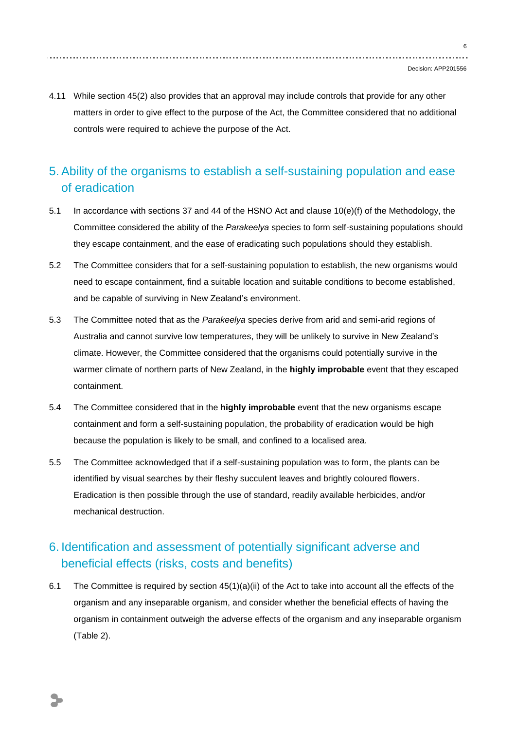4.11 While section 45(2) also provides that an approval may include controls that provide for any other matters in order to give effect to the purpose of the Act, the Committee considered that no additional controls were required to achieve the purpose of the Act.

## 5. Ability of the organisms to establish a self-sustaining population and ease of eradication

5.1 In accordance with sections 37 and 44 of the HSNO Act and clause 10(e)(f) of the Methodology, the Committee considered the ability of the *Parakeelya* species to form self-sustaining populations should they escape containment, and the ease of eradicating such populations should they establish.

5.2 The Committee considers that for a self-sustaining population to establish, the new organisms would need to escape containment, find a suitable location and suitable conditions to become established, and be capable of surviving in New Zealand's environment.

5.3 The Committee noted that as the *Parakeelya* species derive from arid and semi-arid regions of Australia and cannot survive low temperatures, they will be unlikely to survive in New Zealand's climate. However, the Committee considered that the organisms could potentially survive in the warmer climate of northern parts of New Zealand, in the **highly improbable** event that they escaped containment.

5.4 The Committee considered that in the **highly improbable** event that the new organisms escape containment and form a self-sustaining population, the probability of eradication would be high because the population is likely to be small, and confined to a localised area.

5.5 The Committee acknowledged that if a self-sustaining population was to form, the plants can be identified by visual searches by their fleshy succulent leaves and brightly coloured flowers. Eradication is then possible through the use of standard, readily available herbicides, and/or mechanical destruction.

## 6. Identification and assessment of potentially significant adverse and beneficial effects (risks, costs and benefits)

6.1 The Committee is required by section 45(1)(a)(ii) of the Act to take into account all the effects of the organism and any inseparable organism, and consider whether the beneficial effects of having the organism in containment outweigh the adverse effects of the organism and any inseparable organism (Table 2).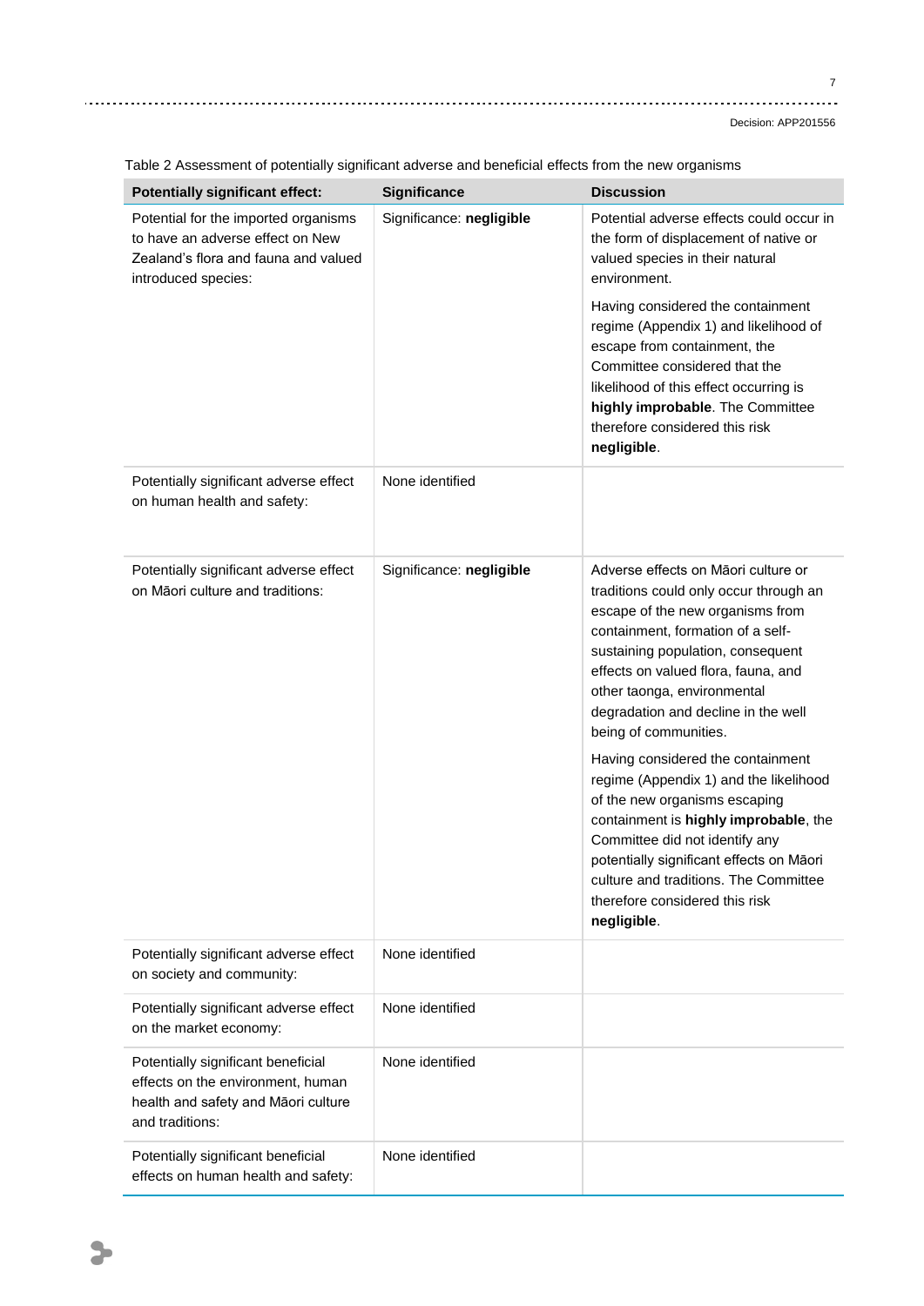Table 2 Assessment of potentially significant adverse and beneficial effects from the new organisms

| Potentially significant effect: | Significance | Discussion |
|---|---|---|
| Potential for the imported organisms to have an adverse effect on New Zealand's flora and fauna and valued introduced species: | Significance: **negligible** | Potential adverse effects could occur in the form of displacement of native or valued species in their natural environment.<br><br>Having considered the containment regime (Appendix 1) and likelihood of escape from containment, the Committee considered that the likelihood of this effect occurring is **highly improbable**. The Committee therefore considered this risk **negligible**. |
| Potentially significant adverse effect on human health and safety: | None identified | |
| Potentially significant adverse effect on Māori culture and traditions: | Significance: **negligible** | Adverse effects on Māori culture or traditions could only occur through an escape of the new organisms from containment, formation of a self-sustaining population, consequent effects on valued flora, fauna, and other taonga, environmental degradation and decline in the well being of communities.<br><br>Having considered the containment regime (Appendix 1) and the likelihood of the new organisms escaping containment is **highly improbable**, the Committee did not identify any potentially significant effects on Māori culture and traditions. The Committee therefore considered this risk **negligible**. |
| Potentially significant adverse effect on society and community: | None identified | |
| Potentially significant adverse effect on the market economy: | None identified | |
| Potentially significant beneficial effects on the environment, human health and safety and Māori culture and traditions: | None identified | |
| Potentially significant beneficial effects on human health and safety: | None identified | |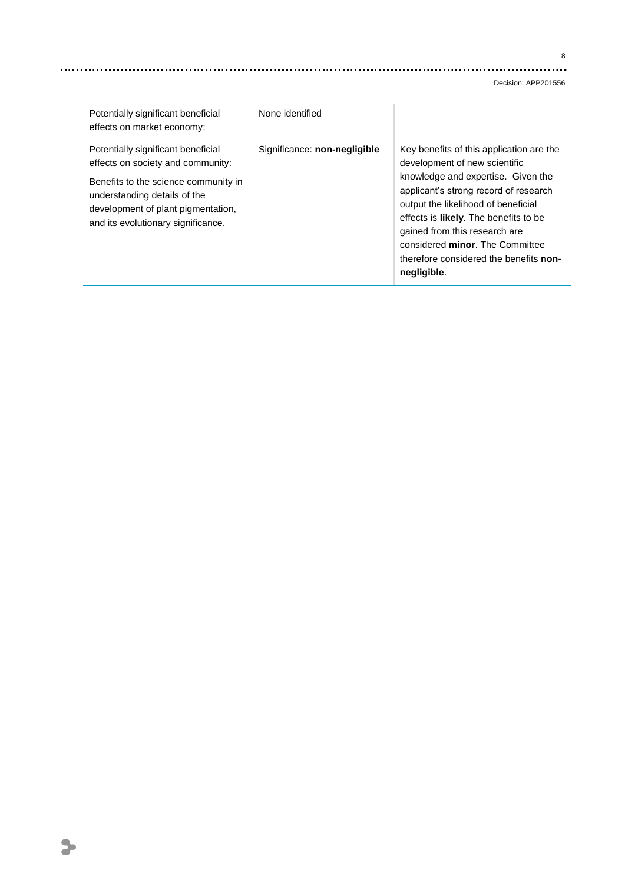| | | |
|---|---|---|
| Potentially significant beneficial effects on market economy: | None identified | |
| Potentially significant beneficial effects on society and community:<br><br>Benefits to the science community in understanding details of the development of plant pigmentation, and its evolutionary significance. | Significance: **non-negligible** | Key benefits of this application are the development of new scientific knowledge and expertise. Given the applicant's strong record of research output the likelihood of beneficial effects is **likely**. The benefits to be gained from this research are considered **minor**. The Committee therefore considered the benefits **non-negligible**. |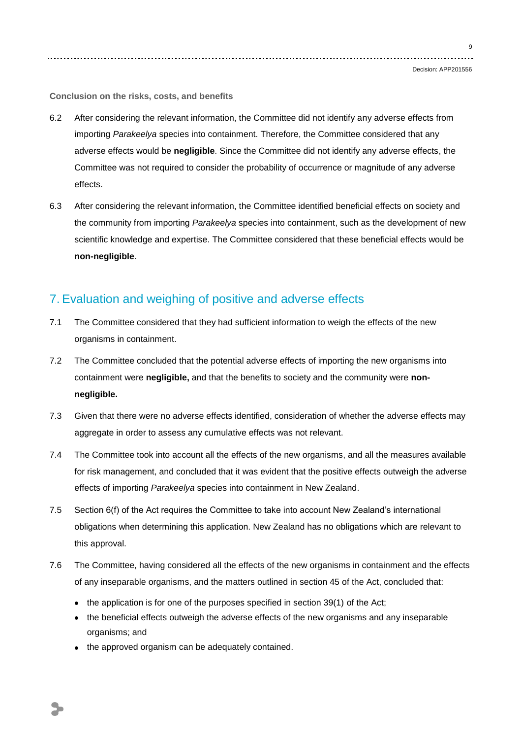**Conclusion on the risks, costs, and benefits**

6.2 After considering the relevant information, the Committee did not identify any adverse effects from importing *Parakeelya* species into containment. Therefore, the Committee considered that any adverse effects would be **negligible**. Since the Committee did not identify any adverse effects, the Committee was not required to consider the probability of occurrence or magnitude of any adverse effects.

6.3 After considering the relevant information, the Committee identified beneficial effects on society and the community from importing *Parakeelya* species into containment, such as the development of new scientific knowledge and expertise. The Committee considered that these beneficial effects would be **non-negligible**.

## 7. Evaluation and weighing of positive and adverse effects

7.1 The Committee considered that they had sufficient information to weigh the effects of the new organisms in containment.

7.2 The Committee concluded that the potential adverse effects of importing the new organisms into containment were **negligible,** and that the benefits to society and the community were **non-negligible.**

7.3 Given that there were no adverse effects identified, consideration of whether the adverse effects may aggregate in order to assess any cumulative effects was not relevant.

7.4 The Committee took into account all the effects of the new organisms, and all the measures available for risk management, and concluded that it was evident that the positive effects outweigh the adverse effects of importing *Parakeelya* species into containment in New Zealand.

7.5 Section 6(f) of the Act requires the Committee to take into account New Zealand's international obligations when determining this application. New Zealand has no obligations which are relevant to this approval.

7.6 The Committee, having considered all the effects of the new organisms in containment and the effects of any inseparable organisms, and the matters outlined in section 45 of the Act, concluded that:

- the application is for one of the purposes specified in section 39(1) of the Act;
- the beneficial effects outweigh the adverse effects of the new organisms and any inseparable organisms; and
- the approved organism can be adequately contained.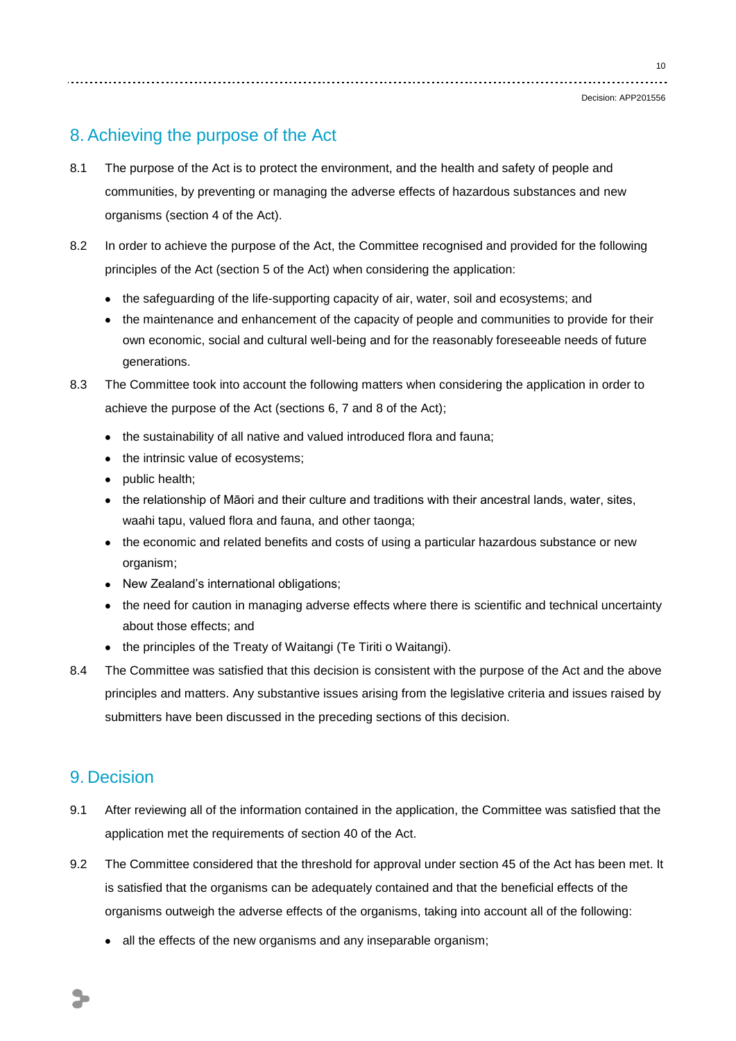## 8. Achieving the purpose of the Act

8.1 The purpose of the Act is to protect the environment, and the health and safety of people and communities, by preventing or managing the adverse effects of hazardous substances and new organisms (section 4 of the Act).

8.2 In order to achieve the purpose of the Act, the Committee recognised and provided for the following principles of the Act (section 5 of the Act) when considering the application:

- the safeguarding of the life-supporting capacity of air, water, soil and ecosystems; and
- the maintenance and enhancement of the capacity of people and communities to provide for their own economic, social and cultural well-being and for the reasonably foreseeable needs of future generations.

8.3 The Committee took into account the following matters when considering the application in order to achieve the purpose of the Act (sections 6, 7 and 8 of the Act);

- the sustainability of all native and valued introduced flora and fauna;
- the intrinsic value of ecosystems;
- public health;
- the relationship of Māori and their culture and traditions with their ancestral lands, water, sites, waahi tapu, valued flora and fauna, and other taonga;
- the economic and related benefits and costs of using a particular hazardous substance or new organism;
- New Zealand's international obligations;
- the need for caution in managing adverse effects where there is scientific and technical uncertainty about those effects; and
- the principles of the Treaty of Waitangi (Te Tiriti o Waitangi).

8.4 The Committee was satisfied that this decision is consistent with the purpose of the Act and the above principles and matters. Any substantive issues arising from the legislative criteria and issues raised by submitters have been discussed in the preceding sections of this decision.

## 9. Decision

9.1 After reviewing all of the information contained in the application, the Committee was satisfied that the application met the requirements of section 40 of the Act.

9.2 The Committee considered that the threshold for approval under section 45 of the Act has been met. It is satisfied that the organisms can be adequately contained and that the beneficial effects of the organisms outweigh the adverse effects of the organisms, taking into account all of the following:

- all the effects of the new organisms and any inseparable organism;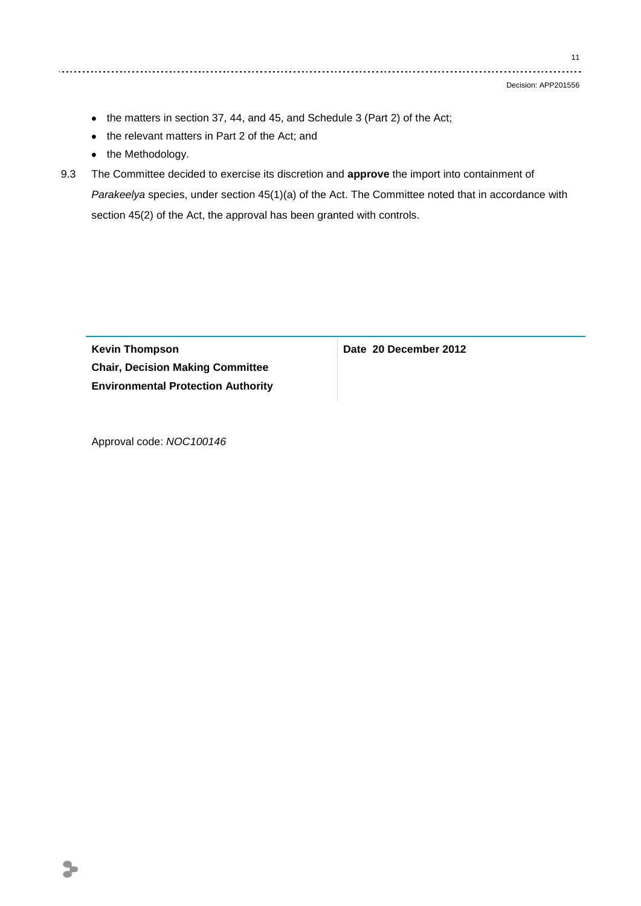- the matters in section 37, 44, and 45, and Schedule 3 (Part 2) of the Act;
- the relevant matters in Part 2 of the Act; and
- the Methodology.

9.3 The Committee decided to exercise its discretion and **approve** the import into containment of *Parakeelya* species, under section 45(1)(a) of the Act. The Committee noted that in accordance with section 45(2) of the Act, the approval has been granted with controls.

| **Kevin Thompson**<br>**Chair, Decision Making Committee**<br>**Environmental Protection Authority** | **Date 20 December 2012** |
|---|---|

Approval code: *NOC100146*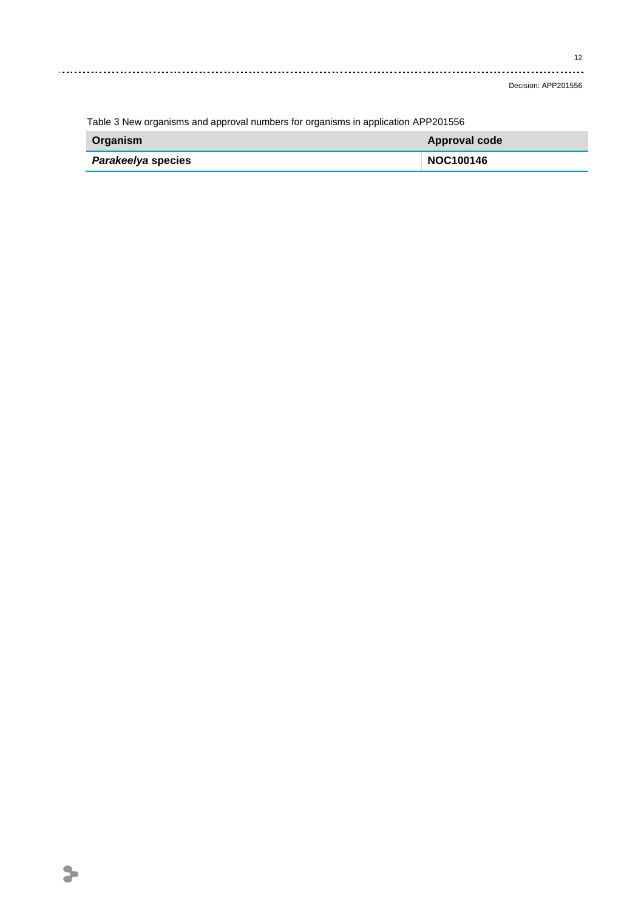Table 3 New organisms and approval numbers for organisms in application APP201556

| Organism | Approval code |
|---|---|
| ***Parakeelya* species** | **NOC100146** |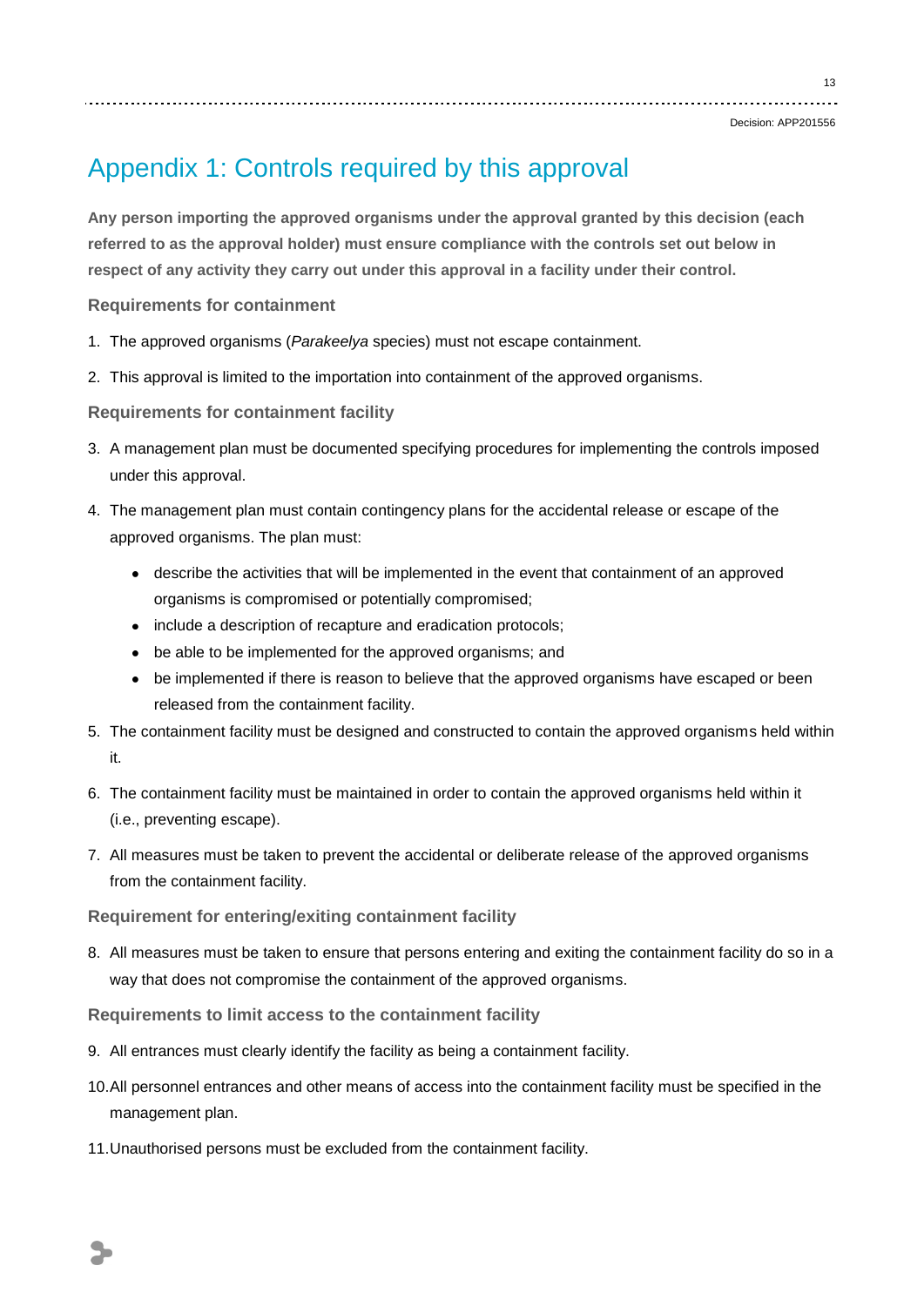# Appendix 1: Controls required by this approval

**Any person importing the approved organisms under the approval granted by this decision (each referred to as the approval holder) must ensure compliance with the controls set out below in respect of any activity they carry out under this approval in a facility under their control.**

### Requirements for containment

1. The approved organisms (*Parakeelya* species) must not escape containment.
2. This approval is limited to the importation into containment of the approved organisms.

### Requirements for containment facility

3. A management plan must be documented specifying procedures for implementing the controls imposed under this approval.
4. The management plan must contain contingency plans for the accidental release or escape of the approved organisms. The plan must:
    - describe the activities that will be implemented in the event that containment of an approved organisms is compromised or potentially compromised;
    - include a description of recapture and eradication protocols;
    - be able to be implemented for the approved organisms; and
    - be implemented if there is reason to believe that the approved organisms have escaped or been released from the containment facility.
5. The containment facility must be designed and constructed to contain the approved organisms held within it.
6. The containment facility must be maintained in order to contain the approved organisms held within it (i.e., preventing escape).
7. All measures must be taken to prevent the accidental or deliberate release of the approved organisms from the containment facility.

### Requirement for entering/exiting containment facility

8. All measures must be taken to ensure that persons entering and exiting the containment facility do so in a way that does not compromise the containment of the approved organisms.

### Requirements to limit access to the containment facility

9. All entrances must clearly identify the facility as being a containment facility.
10. All personnel entrances and other means of access into the containment facility must be specified in the management plan.
11. Unauthorised persons must be excluded from the containment facility.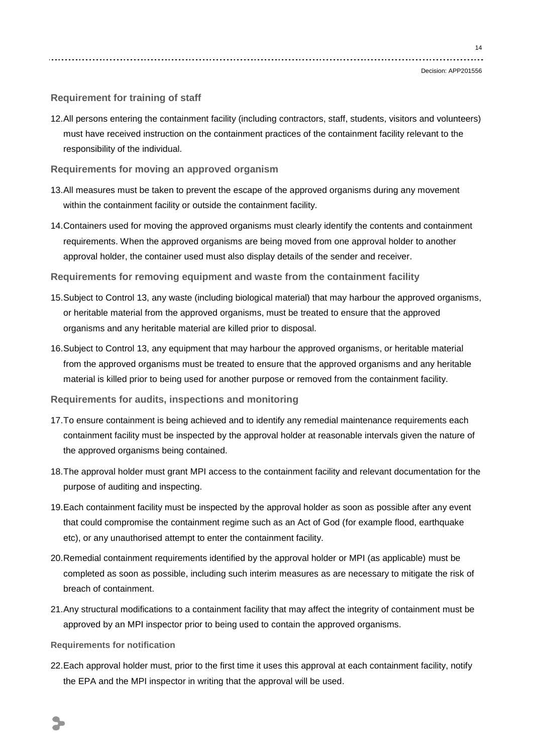### Requirement for training of staff

12. All persons entering the containment facility (including contractors, staff, students, visitors and volunteers) must have received instruction on the containment practices of the containment facility relevant to the responsibility of the individual.

### Requirements for moving an approved organism

13. All measures must be taken to prevent the escape of the approved organisms during any movement within the containment facility or outside the containment facility.

14. Containers used for moving the approved organisms must clearly identify the contents and containment requirements. When the approved organisms are being moved from one approval holder to another approval holder, the container used must also display details of the sender and receiver.

### Requirements for removing equipment and waste from the containment facility

15. Subject to Control 13, any waste (including biological material) that may harbour the approved organisms, or heritable material from the approved organisms, must be treated to ensure that the approved organisms and any heritable material are killed prior to disposal.

16. Subject to Control 13, any equipment that may harbour the approved organisms, or heritable material from the approved organisms must be treated to ensure that the approved organisms and any heritable material is killed prior to being used for another purpose or removed from the containment facility.

### Requirements for audits, inspections and monitoring

17. To ensure containment is being achieved and to identify any remedial maintenance requirements each containment facility must be inspected by the approval holder at reasonable intervals given the nature of the approved organisms being contained.

18. The approval holder must grant MPI access to the containment facility and relevant documentation for the purpose of auditing and inspecting.

19. Each containment facility must be inspected by the approval holder as soon as possible after any event that could compromise the containment regime such as an Act of God (for example flood, earthquake etc), or any unauthorised attempt to enter the containment facility.

20. Remedial containment requirements identified by the approval holder or MPI (as applicable) must be completed as soon as possible, including such interim measures as are necessary to mitigate the risk of breach of containment.

21. Any structural modifications to a containment facility that may affect the integrity of containment must be approved by an MPI inspector prior to being used to contain the approved organisms.

### Requirements for notification

22. Each approval holder must, prior to the first time it uses this approval at each containment facility, notify the EPA and the MPI inspector in writing that the approval will be used.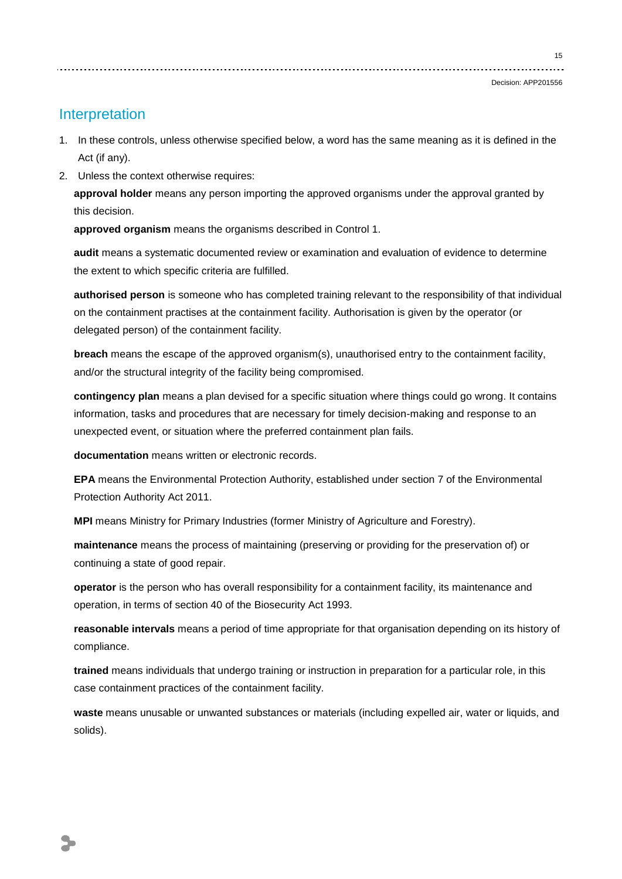## Interpretation

1. In these controls, unless otherwise specified below, a word has the same meaning as it is defined in the Act (if any).
2. Unless the context otherwise requires:

   **approval holder** means any person importing the approved organisms under the approval granted by this decision.

   **approved organism** means the organisms described in Control 1.

   **audit** means a systematic documented review or examination and evaluation of evidence to determine the extent to which specific criteria are fulfilled.

   **authorised person** is someone who has completed training relevant to the responsibility of that individual on the containment practises at the containment facility. Authorisation is given by the operator (or delegated person) of the containment facility.

   **breach** means the escape of the approved organism(s), unauthorised entry to the containment facility, and/or the structural integrity of the facility being compromised.

   **contingency plan** means a plan devised for a specific situation where things could go wrong. It contains information, tasks and procedures that are necessary for timely decision-making and response to an unexpected event, or situation where the preferred containment plan fails.

   **documentation** means written or electronic records.

   **EPA** means the Environmental Protection Authority, established under section 7 of the Environmental Protection Authority Act 2011.

   **MPI** means Ministry for Primary Industries (former Ministry of Agriculture and Forestry).

   **maintenance** means the process of maintaining (preserving or providing for the preservation of) or continuing a state of good repair.

   **operator** is the person who has overall responsibility for a containment facility, its maintenance and operation, in terms of section 40 of the Biosecurity Act 1993.

   **reasonable intervals** means a period of time appropriate for that organisation depending on its history of compliance.

   **trained** means individuals that undergo training or instruction in preparation for a particular role, in this case containment practices of the containment facility.

   **waste** means unusable or unwanted substances or materials (including expelled air, water or liquids, and solids).